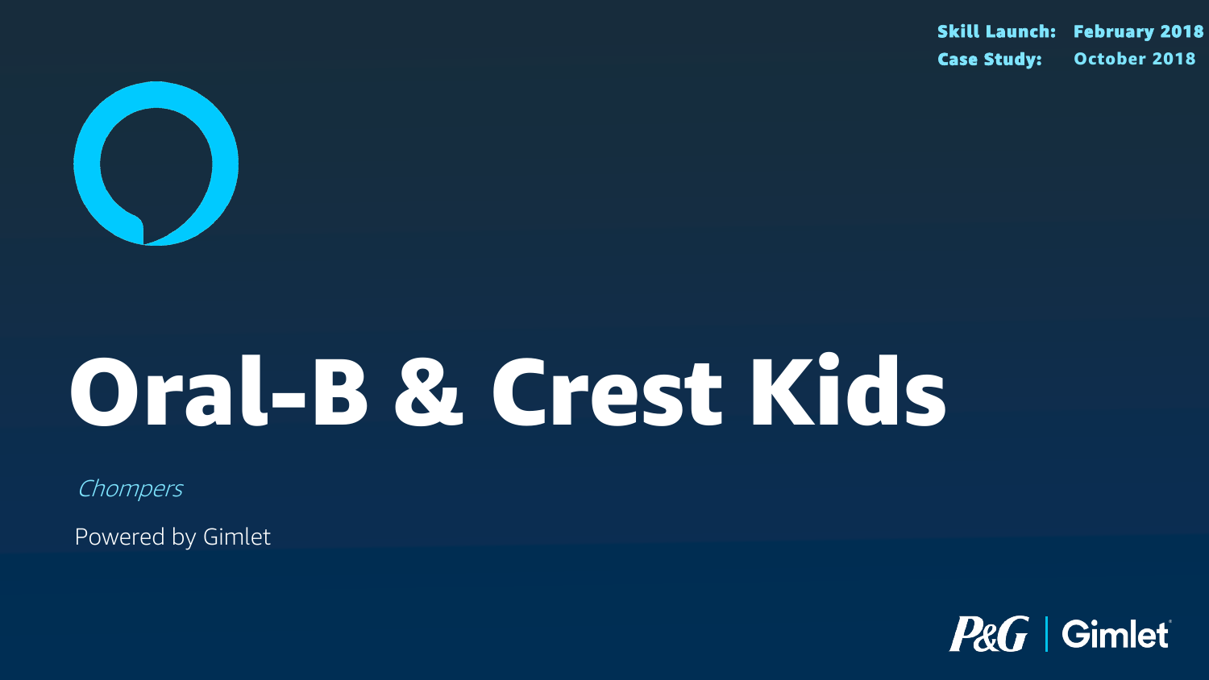**Skill Launch:** February 2018
**Case Study:** October 2018

# Oral-B & Crest Kids

*Chompers*

Powered by Gimlet

P&G | Gimlet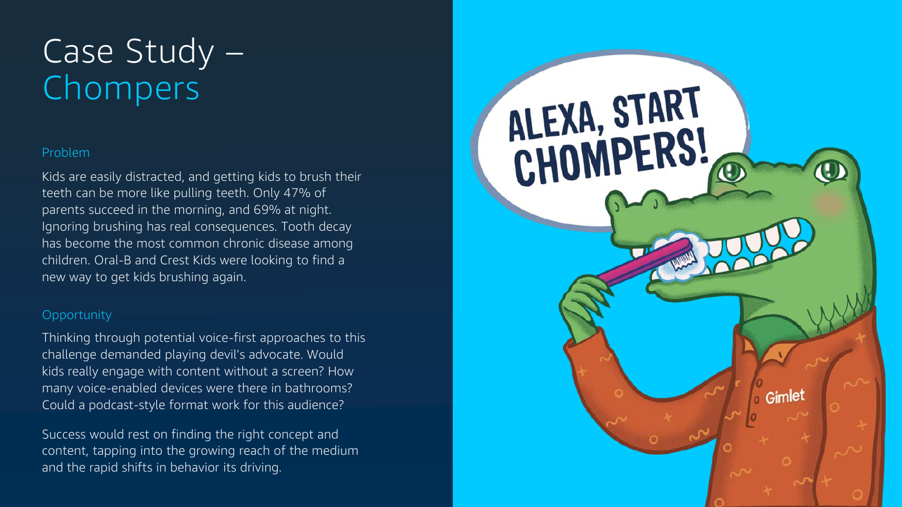# Case Study – Chompers

## Problem

Kids are easily distracted, and getting kids to brush their teeth can be more like pulling teeth. Only 47% of parents succeed in the morning, and 69% at night. Ignoring brushing has real consequences. Tooth decay has become the most common chronic disease among children. Oral-B and Crest Kids were looking to find a new way to get kids brushing again.

## Opportunity

Thinking through potential voice-first approaches to this challenge demanded playing devil's advocate. Would kids really engage with content without a screen? How many voice-enabled devices were there in bathrooms? Could a podcast-style format work for this audience?

Success would rest on finding the right concept and content, tapping into the growing reach of the medium and the rapid shifts in behavior its driving.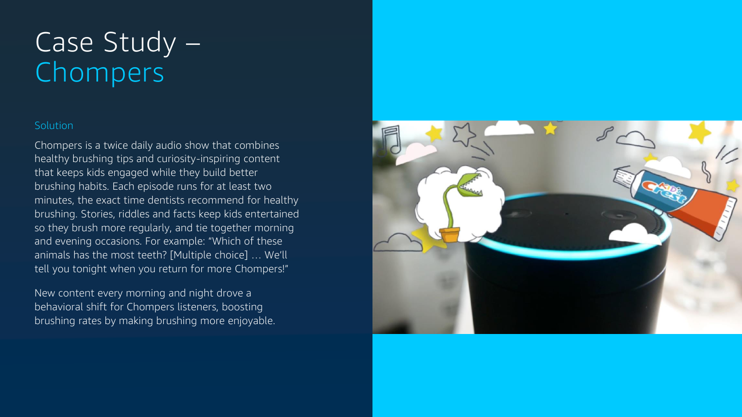# Case Study – Chompers

## Solution

Chompers is a twice daily audio show that combines healthy brushing tips and curiosity-inspiring content that keeps kids engaged while they build better brushing habits. Each episode runs for at least two minutes, the exact time dentists recommend for healthy brushing. Stories, riddles and facts keep kids entertained so they brush more regularly, and tie together morning and evening occasions. For example: "Which of these animals has the most teeth? [Multiple choice] … We'll tell you tonight when you return for more Chompers!"

New content every morning and night drove a behavioral shift for Chompers listeners, boosting brushing rates by making brushing more enjoyable.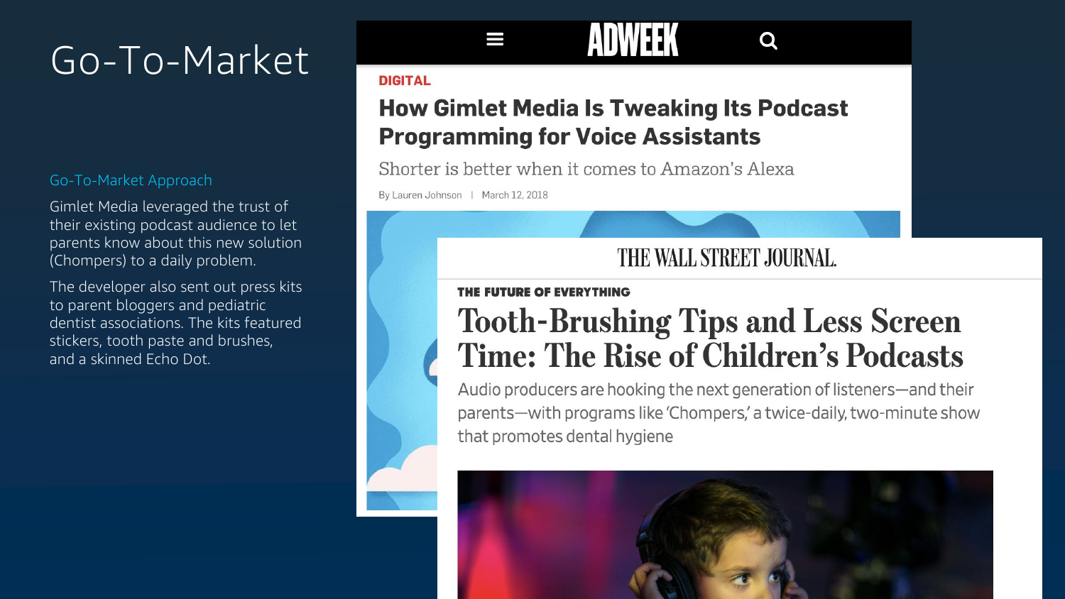# Go-To-Market

## Go-To-Market Approach

Gimlet Media leveraged the trust of their existing podcast audience to let parents know about this new solution (Chompers) to a daily problem.

The developer also sent out press kits to parent bloggers and pediatric dentist associations. The kits featured stickers, tooth paste and brushes, and a skinned Echo Dot.

ADWEEK

DIGITAL

**How Gimlet Media Is Tweaking Its Podcast Programming for Voice Assistants**

Shorter is better when it comes to Amazon's Alexa

By Lauren Johnson | March 12, 2018

THE WALL STREET JOURNAL.

THE FUTURE OF EVERYTHING

**Tooth-Brushing Tips and Less Screen Time: The Rise of Children's Podcasts**

Audio producers are hooking the next generation of listeners—and their parents—with programs like 'Chompers,' a twice-daily, two-minute show that promotes dental hygiene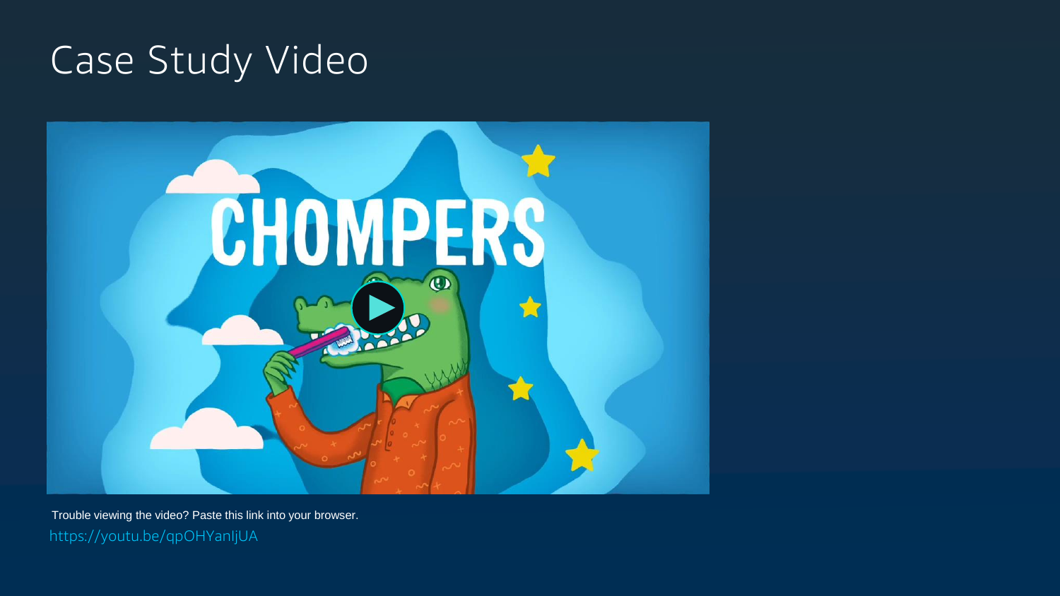# Case Study Video

Trouble viewing the video? Paste this link into your browser.

https://youtu.be/qpOHYanIjUA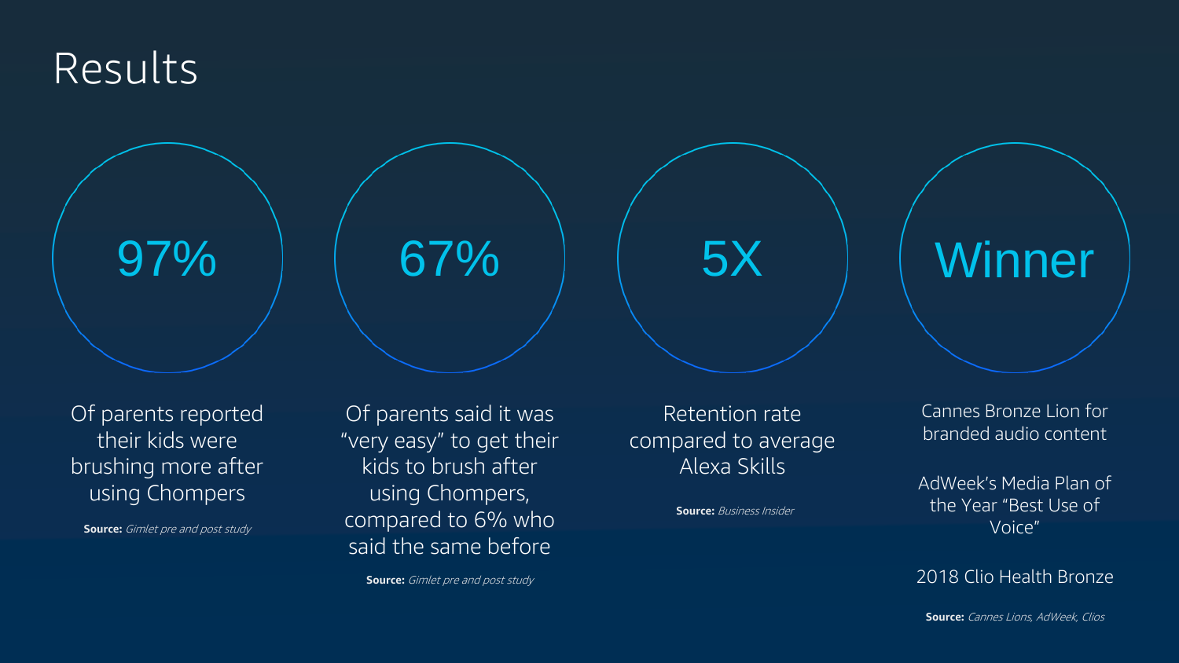# Results

**97%**

Of parents reported their kids were brushing more after using Chompers

**Source:** *Gimlet pre and post study*

**67%**

Of parents said it was "very easy" to get their kids to brush after using Chompers, compared to 6% who said the same before

**Source:** *Gimlet pre and post study*

**5X**

Retention rate compared to average Alexa Skills

**Source:** *Business Insider*

**Winner**

Cannes Bronze Lion for branded audio content

AdWeek's Media Plan of the Year "Best Use of Voice"

2018 Clio Health Bronze

**Source:** *Cannes Lions, AdWeek, Clios*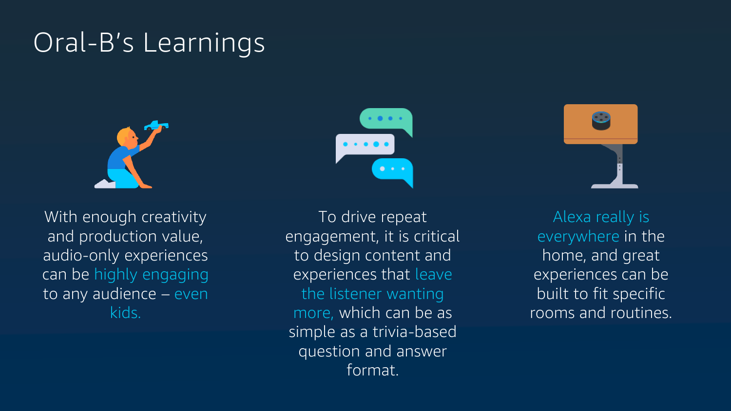# Oral-B's Learnings

With enough creativity and production value, audio-only experiences can be highly engaging to any audience – even kids.

To drive repeat engagement, it is critical to design content and experiences that leave the listener wanting more, which can be as simple as a trivia-based question and answer format.

Alexa really is everywhere in the home, and great experiences can be built to fit specific rooms and routines.